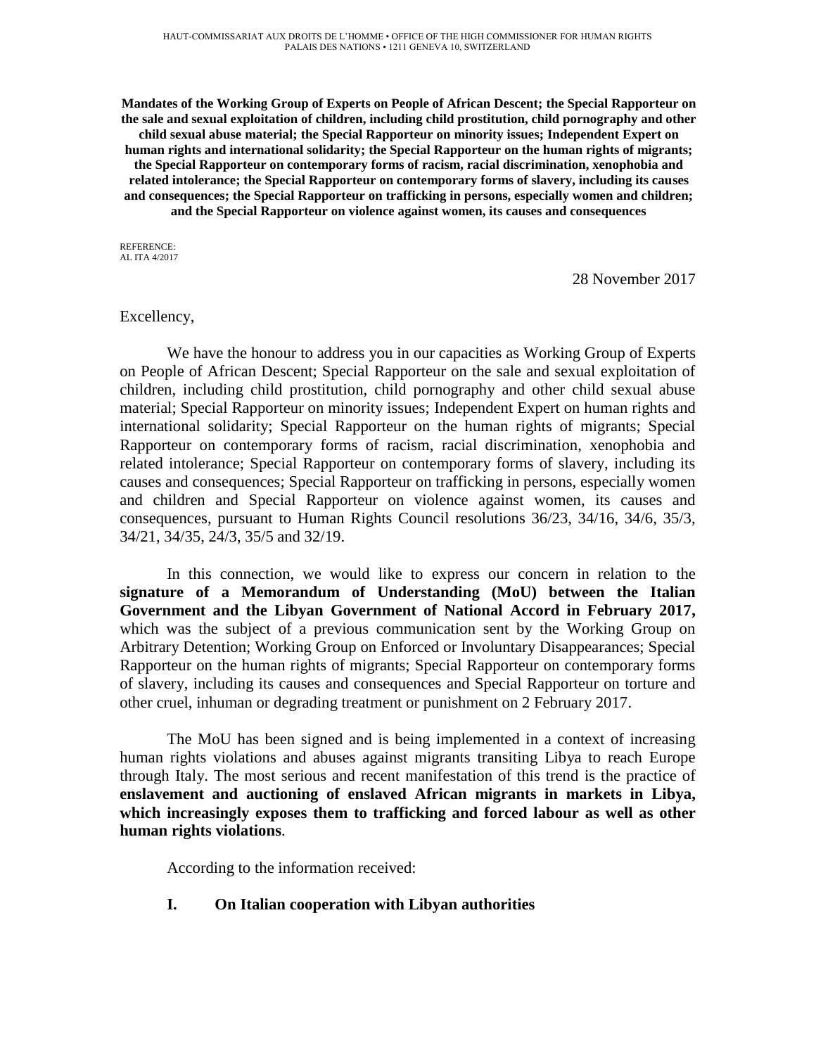HAUT-COMMISSARIAT AUX DROITS DE L'HOMME • OFFICE OF THE HIGH COMMISSIONER FOR HUMAN RIGHTS
PALAIS DES NATIONS • 1211 GENEVA 10, SWITZERLAND

**Mandates of the Working Group of Experts on People of African Descent; the Special Rapporteur on the sale and sexual exploitation of children, including child prostitution, child pornography and other child sexual abuse material; the Special Rapporteur on minority issues; Independent Expert on human rights and international solidarity; the Special Rapporteur on the human rights of migrants; the Special Rapporteur on contemporary forms of racism, racial discrimination, xenophobia and related intolerance; the Special Rapporteur on contemporary forms of slavery, including its causes and consequences; the Special Rapporteur on trafficking in persons, especially women and children; and the Special Rapporteur on violence against women, its causes and consequences**

REFERENCE:
AL ITA 4/2017

28 November 2017

Excellency,

We have the honour to address you in our capacities as Working Group of Experts on People of African Descent; Special Rapporteur on the sale and sexual exploitation of children, including child prostitution, child pornography and other child sexual abuse material; Special Rapporteur on minority issues; Independent Expert on human rights and international solidarity; Special Rapporteur on the human rights of migrants; Special Rapporteur on contemporary forms of racism, racial discrimination, xenophobia and related intolerance; Special Rapporteur on contemporary forms of slavery, including its causes and consequences; Special Rapporteur on trafficking in persons, especially women and children and Special Rapporteur on violence against women, its causes and consequences, pursuant to Human Rights Council resolutions 36/23, 34/16, 34/6, 35/3, 34/21, 34/35, 24/3, 35/5 and 32/19.

In this connection, we would like to express our concern in relation to the **signature of a Memorandum of Understanding (MoU) between the Italian Government and the Libyan Government of National Accord in February 2017,** which was the subject of a previous communication sent by the Working Group on Arbitrary Detention; Working Group on Enforced or Involuntary Disappearances; Special Rapporteur on the human rights of migrants; Special Rapporteur on contemporary forms of slavery, including its causes and consequences and Special Rapporteur on torture and other cruel, inhuman or degrading treatment or punishment on 2 February 2017.

The MoU has been signed and is being implemented in a context of increasing human rights violations and abuses against migrants transiting Libya to reach Europe through Italy. The most serious and recent manifestation of this trend is the practice of **enslavement and auctioning of enslaved African migrants in markets in Libya, which increasingly exposes them to trafficking and forced labour as well as other human rights violations**.

According to the information received:

**I. On Italian cooperation with Libyan authorities**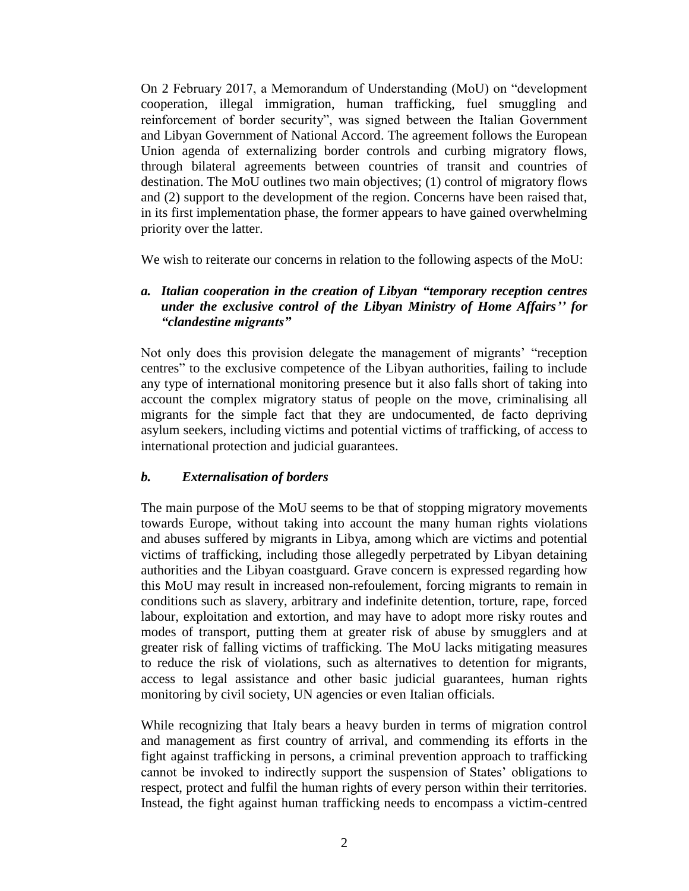On 2 February 2017, a Memorandum of Understanding (MoU) on "development cooperation, illegal immigration, human trafficking, fuel smuggling and reinforcement of border security", was signed between the Italian Government and Libyan Government of National Accord. The agreement follows the European Union agenda of externalizing border controls and curbing migratory flows, through bilateral agreements between countries of transit and countries of destination. The MoU outlines two main objectives; (1) control of migratory flows and (2) support to the development of the region. Concerns have been raised that, in its first implementation phase, the former appears to have gained overwhelming priority over the latter.

We wish to reiterate our concerns in relation to the following aspects of the MoU:

***a. Italian cooperation in the creation of Libyan "temporary reception centres under the exclusive control of the Libyan Ministry of Home Affairs'' for "clandestine migrants"***

Not only does this provision delegate the management of migrants' "reception centres" to the exclusive competence of the Libyan authorities, failing to include any type of international monitoring presence but it also falls short of taking into account the complex migratory status of people on the move, criminalising all migrants for the simple fact that they are undocumented, de facto depriving asylum seekers, including victims and potential victims of trafficking, of access to international protection and judicial guarantees.

***b. Externalisation of borders***

The main purpose of the MoU seems to be that of stopping migratory movements towards Europe, without taking into account the many human rights violations and abuses suffered by migrants in Libya, among which are victims and potential victims of trafficking, including those allegedly perpetrated by Libyan detaining authorities and the Libyan coastguard. Grave concern is expressed regarding how this MoU may result in increased non-refoulement, forcing migrants to remain in conditions such as slavery, arbitrary and indefinite detention, torture, rape, forced labour, exploitation and extortion, and may have to adopt more risky routes and modes of transport, putting them at greater risk of abuse by smugglers and at greater risk of falling victims of trafficking. The MoU lacks mitigating measures to reduce the risk of violations, such as alternatives to detention for migrants, access to legal assistance and other basic judicial guarantees, human rights monitoring by civil society, UN agencies or even Italian officials.

While recognizing that Italy bears a heavy burden in terms of migration control and management as first country of arrival, and commending its efforts in the fight against trafficking in persons, a criminal prevention approach to trafficking cannot be invoked to indirectly support the suspension of States' obligations to respect, protect and fulfil the human rights of every person within their territories. Instead, the fight against human trafficking needs to encompass a victim-centred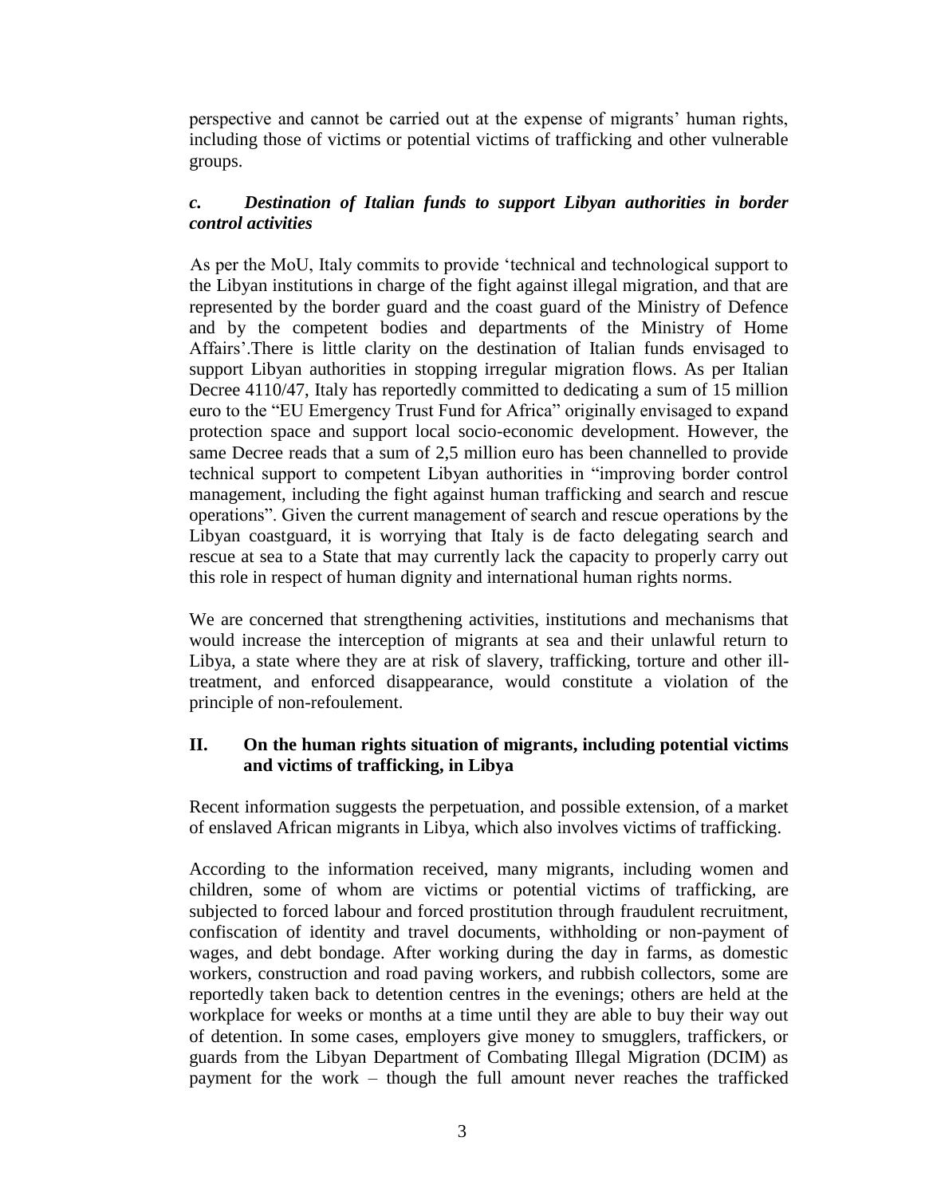perspective and cannot be carried out at the expense of migrants' human rights, including those of victims or potential victims of trafficking and other vulnerable groups.

### *c. Destination of Italian funds to support Libyan authorities in border control activities*

As per the MoU, Italy commits to provide 'technical and technological support to the Libyan institutions in charge of the fight against illegal migration, and that are represented by the border guard and the coast guard of the Ministry of Defence and by the competent bodies and departments of the Ministry of Home Affairs'.There is little clarity on the destination of Italian funds envisaged to support Libyan authorities in stopping irregular migration flows. As per Italian Decree 4110/47, Italy has reportedly committed to dedicating a sum of 15 million euro to the "EU Emergency Trust Fund for Africa" originally envisaged to expand protection space and support local socio-economic development. However, the same Decree reads that a sum of 2,5 million euro has been channelled to provide technical support to competent Libyan authorities in "improving border control management, including the fight against human trafficking and search and rescue operations". Given the current management of search and rescue operations by the Libyan coastguard, it is worrying that Italy is de facto delegating search and rescue at sea to a State that may currently lack the capacity to properly carry out this role in respect of human dignity and international human rights norms.

We are concerned that strengthening activities, institutions and mechanisms that would increase the interception of migrants at sea and their unlawful return to Libya, a state where they are at risk of slavery, trafficking, torture and other ill-treatment, and enforced disappearance, would constitute a violation of the principle of non-refoulement.

## II. On the human rights situation of migrants, including potential victims and victims of trafficking, in Libya

Recent information suggests the perpetuation, and possible extension, of a market of enslaved African migrants in Libya, which also involves victims of trafficking.

According to the information received, many migrants, including women and children, some of whom are victims or potential victims of trafficking, are subjected to forced labour and forced prostitution through fraudulent recruitment, confiscation of identity and travel documents, withholding or non-payment of wages, and debt bondage. After working during the day in farms, as domestic workers, construction and road paving workers, and rubbish collectors, some are reportedly taken back to detention centres in the evenings; others are held at the workplace for weeks or months at a time until they are able to buy their way out of detention. In some cases, employers give money to smugglers, traffickers, or guards from the Libyan Department of Combating Illegal Migration (DCIM) as payment for the work – though the full amount never reaches the trafficked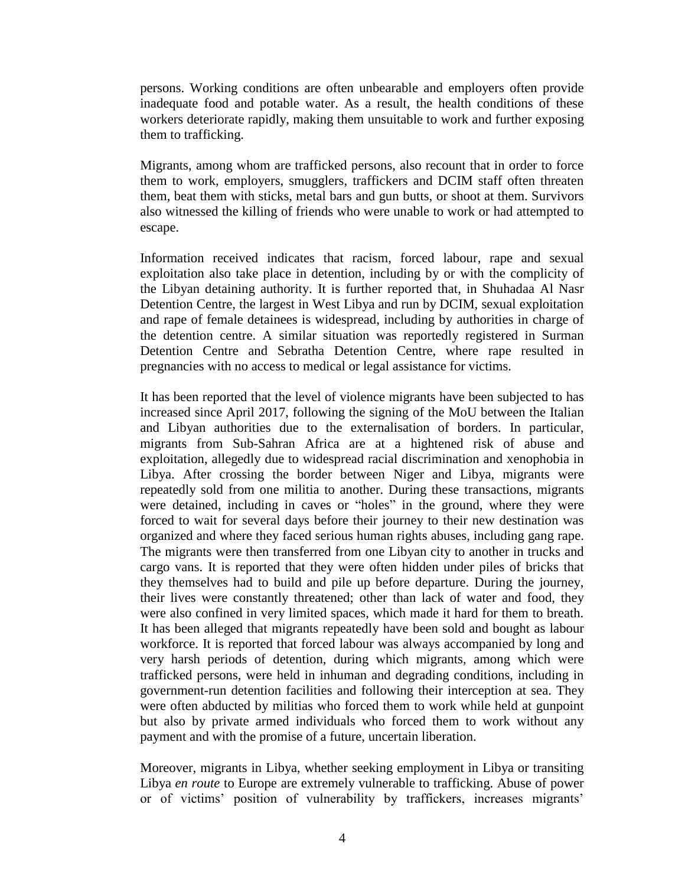persons. Working conditions are often unbearable and employers often provide inadequate food and potable water. As a result, the health conditions of these workers deteriorate rapidly, making them unsuitable to work and further exposing them to trafficking.

Migrants, among whom are trafficked persons, also recount that in order to force them to work, employers, smugglers, traffickers and DCIM staff often threaten them, beat them with sticks, metal bars and gun butts, or shoot at them. Survivors also witnessed the killing of friends who were unable to work or had attempted to escape.

Information received indicates that racism, forced labour, rape and sexual exploitation also take place in detention, including by or with the complicity of the Libyan detaining authority. It is further reported that, in Shuhadaa Al Nasr Detention Centre, the largest in West Libya and run by DCIM, sexual exploitation and rape of female detainees is widespread, including by authorities in charge of the detention centre. A similar situation was reportedly registered in Surman Detention Centre and Sebratha Detention Centre, where rape resulted in pregnancies with no access to medical or legal assistance for victims.

It has been reported that the level of violence migrants have been subjected to has increased since April 2017, following the signing of the MoU between the Italian and Libyan authorities due to the externalisation of borders. In particular, migrants from Sub-Sahran Africa are at a hightened risk of abuse and exploitation, allegedly due to widespread racial discrimination and xenophobia in Libya. After crossing the border between Niger and Libya, migrants were repeatedly sold from one militia to another. During these transactions, migrants were detained, including in caves or "holes" in the ground, where they were forced to wait for several days before their journey to their new destination was organized and where they faced serious human rights abuses, including gang rape. The migrants were then transferred from one Libyan city to another in trucks and cargo vans. It is reported that they were often hidden under piles of bricks that they themselves had to build and pile up before departure. During the journey, their lives were constantly threatened; other than lack of water and food, they were also confined in very limited spaces, which made it hard for them to breath. It has been alleged that migrants repeatedly have been sold and bought as labour workforce. It is reported that forced labour was always accompanied by long and very harsh periods of detention, during which migrants, among which were trafficked persons, were held in inhuman and degrading conditions, including in government-run detention facilities and following their interception at sea. They were often abducted by militias who forced them to work while held at gunpoint but also by private armed individuals who forced them to work without any payment and with the promise of a future, uncertain liberation.

Moreover, migrants in Libya, whether seeking employment in Libya or transiting Libya *en route* to Europe are extremely vulnerable to trafficking. Abuse of power or of victims' position of vulnerability by traffickers, increases migrants'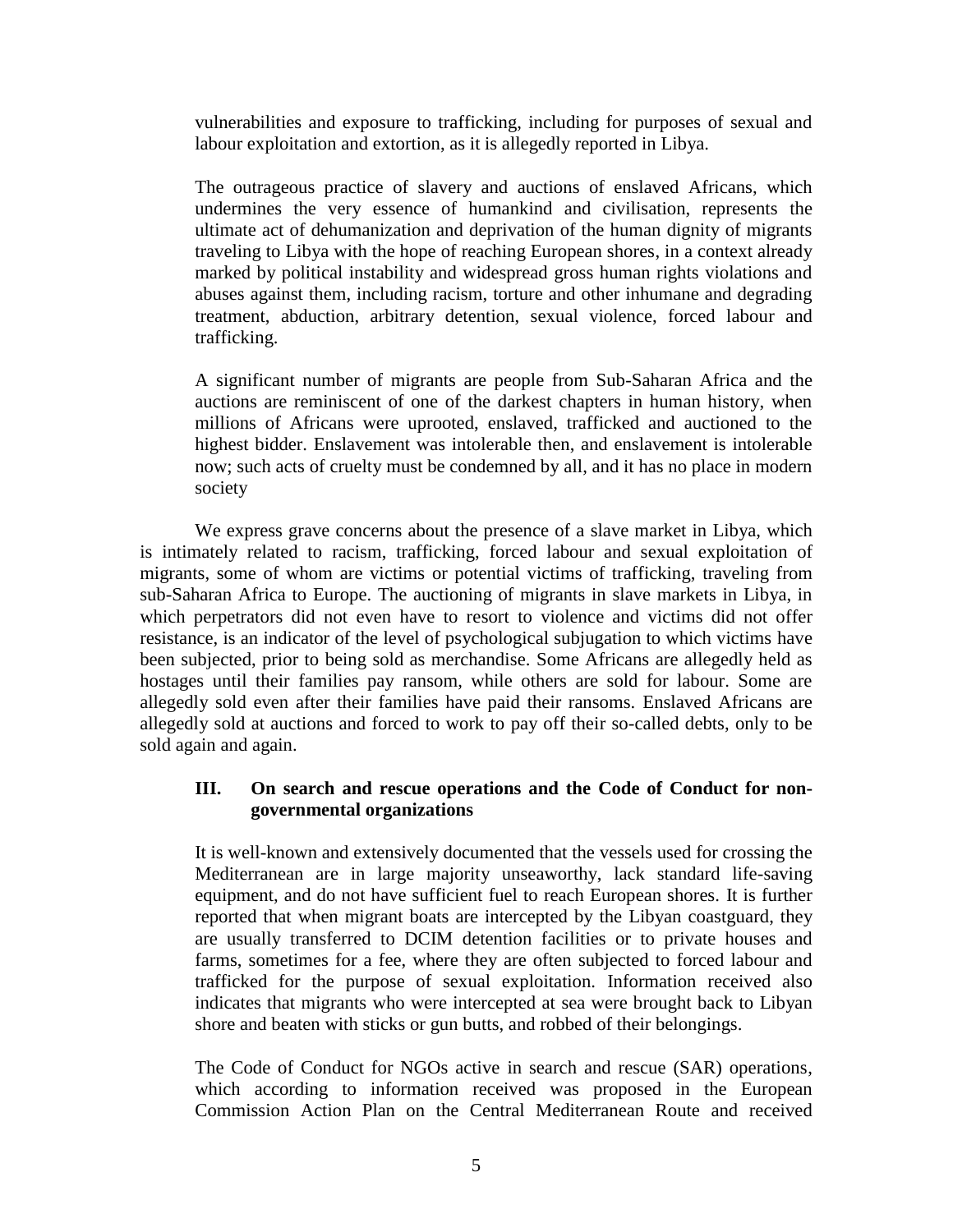vulnerabilities and exposure to trafficking, including for purposes of sexual and labour exploitation and extortion, as it is allegedly reported in Libya.

The outrageous practice of slavery and auctions of enslaved Africans, which undermines the very essence of humankind and civilisation, represents the ultimate act of dehumanization and deprivation of the human dignity of migrants traveling to Libya with the hope of reaching European shores, in a context already marked by political instability and widespread gross human rights violations and abuses against them, including racism, torture and other inhumane and degrading treatment, abduction, arbitrary detention, sexual violence, forced labour and trafficking.

A significant number of migrants are people from Sub-Saharan Africa and the auctions are reminiscent of one of the darkest chapters in human history, when millions of Africans were uprooted, enslaved, trafficked and auctioned to the highest bidder. Enslavement was intolerable then, and enslavement is intolerable now; such acts of cruelty must be condemned by all, and it has no place in modern society

We express grave concerns about the presence of a slave market in Libya, which is intimately related to racism, trafficking, forced labour and sexual exploitation of migrants, some of whom are victims or potential victims of trafficking, traveling from sub-Saharan Africa to Europe. The auctioning of migrants in slave markets in Libya, in which perpetrators did not even have to resort to violence and victims did not offer resistance, is an indicator of the level of psychological subjugation to which victims have been subjected, prior to being sold as merchandise. Some Africans are allegedly held as hostages until their families pay ransom, while others are sold for labour. Some are allegedly sold even after their families have paid their ransoms. Enslaved Africans are allegedly sold at auctions and forced to work to pay off their so-called debts, only to be sold again and again.

### III. On search and rescue operations and the Code of Conduct for non-governmental organizations

It is well-known and extensively documented that the vessels used for crossing the Mediterranean are in large majority unseaworthy, lack standard life-saving equipment, and do not have sufficient fuel to reach European shores. It is further reported that when migrant boats are intercepted by the Libyan coastguard, they are usually transferred to DCIM detention facilities or to private houses and farms, sometimes for a fee, where they are often subjected to forced labour and trafficked for the purpose of sexual exploitation. Information received also indicates that migrants who were intercepted at sea were brought back to Libyan shore and beaten with sticks or gun butts, and robbed of their belongings.

The Code of Conduct for NGOs active in search and rescue (SAR) operations, which according to information received was proposed in the European Commission Action Plan on the Central Mediterranean Route and received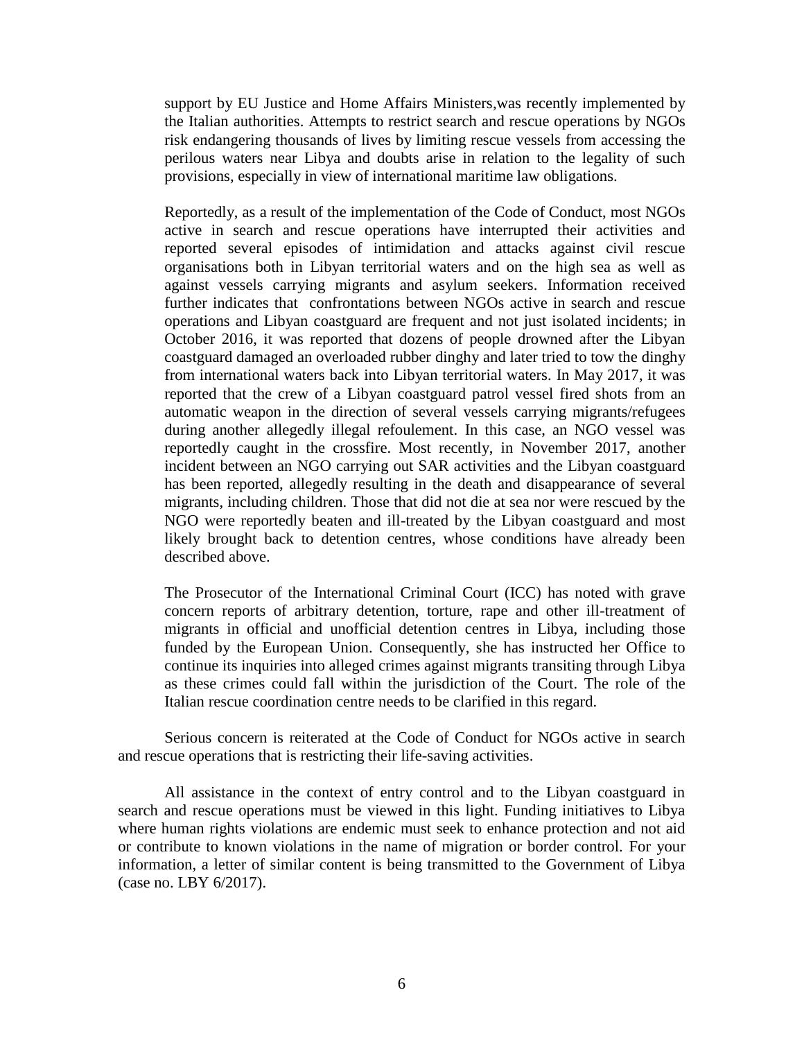support by EU Justice and Home Affairs Ministers,was recently implemented by the Italian authorities. Attempts to restrict search and rescue operations by NGOs risk endangering thousands of lives by limiting rescue vessels from accessing the perilous waters near Libya and doubts arise in relation to the legality of such provisions, especially in view of international maritime law obligations.

Reportedly, as a result of the implementation of the Code of Conduct, most NGOs active in search and rescue operations have interrupted their activities and reported several episodes of intimidation and attacks against civil rescue organisations both in Libyan territorial waters and on the high sea as well as against vessels carrying migrants and asylum seekers. Information received further indicates that confrontations between NGOs active in search and rescue operations and Libyan coastguard are frequent and not just isolated incidents; in October 2016, it was reported that dozens of people drowned after the Libyan coastguard damaged an overloaded rubber dinghy and later tried to tow the dinghy from international waters back into Libyan territorial waters. In May 2017, it was reported that the crew of a Libyan coastguard patrol vessel fired shots from an automatic weapon in the direction of several vessels carrying migrants/refugees during another allegedly illegal refoulement. In this case, an NGO vessel was reportedly caught in the crossfire. Most recently, in November 2017, another incident between an NGO carrying out SAR activities and the Libyan coastguard has been reported, allegedly resulting in the death and disappearance of several migrants, including children. Those that did not die at sea nor were rescued by the NGO were reportedly beaten and ill-treated by the Libyan coastguard and most likely brought back to detention centres, whose conditions have already been described above.

The Prosecutor of the International Criminal Court (ICC) has noted with grave concern reports of arbitrary detention, torture, rape and other ill-treatment of migrants in official and unofficial detention centres in Libya, including those funded by the European Union. Consequently, she has instructed her Office to continue its inquiries into alleged crimes against migrants transiting through Libya as these crimes could fall within the jurisdiction of the Court. The role of the Italian rescue coordination centre needs to be clarified in this regard.

Serious concern is reiterated at the Code of Conduct for NGOs active in search and rescue operations that is restricting their life-saving activities.

All assistance in the context of entry control and to the Libyan coastguard in search and rescue operations must be viewed in this light. Funding initiatives to Libya where human rights violations are endemic must seek to enhance protection and not aid or contribute to known violations in the name of migration or border control. For your information, a letter of similar content is being transmitted to the Government of Libya (case no. LBY 6/2017).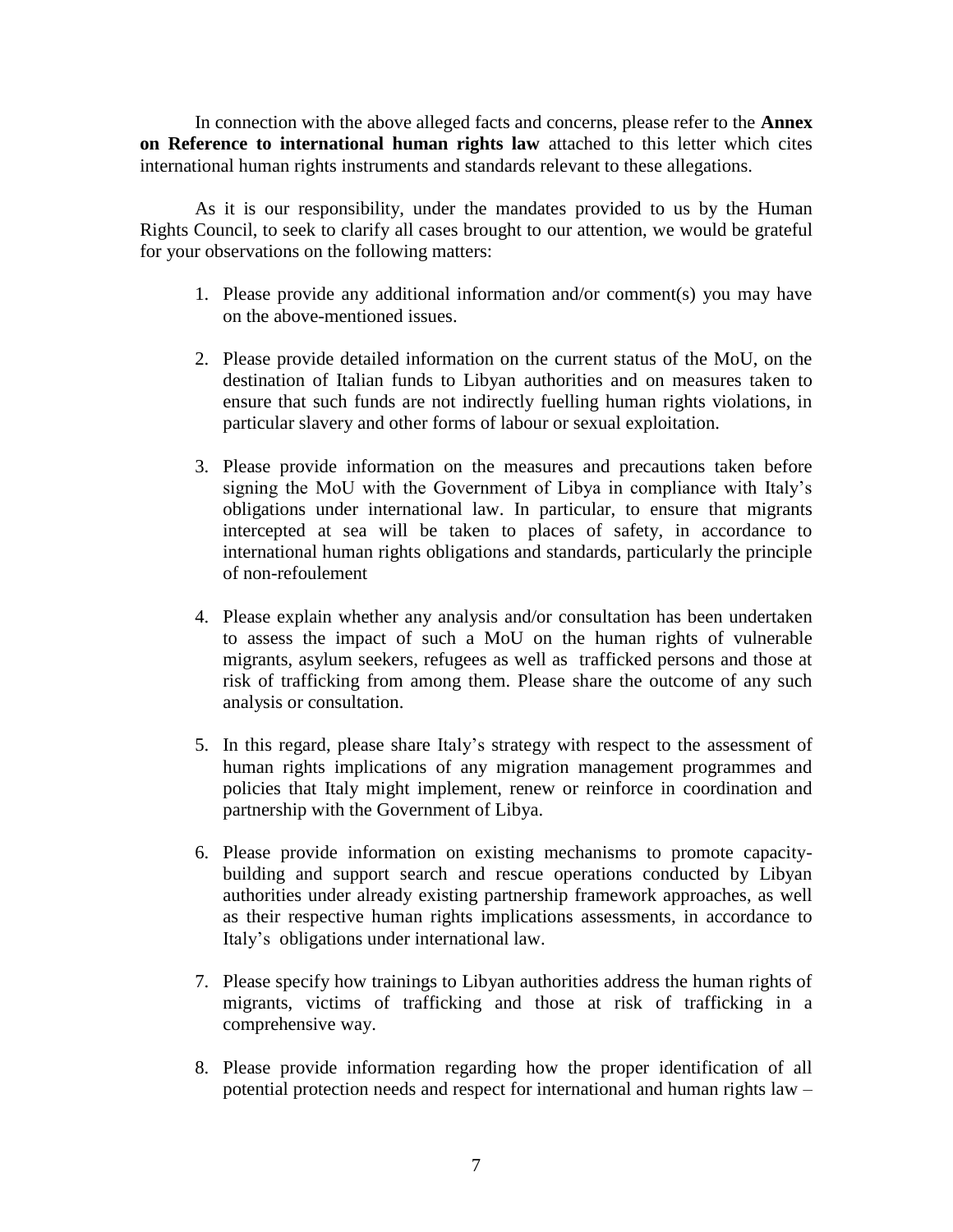In connection with the above alleged facts and concerns, please refer to the **Annex on Reference to international human rights law** attached to this letter which cites international human rights instruments and standards relevant to these allegations.

As it is our responsibility, under the mandates provided to us by the Human Rights Council, to seek to clarify all cases brought to our attention, we would be grateful for your observations on the following matters:

1. Please provide any additional information and/or comment(s) you may have on the above-mentioned issues.

2. Please provide detailed information on the current status of the MoU, on the destination of Italian funds to Libyan authorities and on measures taken to ensure that such funds are not indirectly fuelling human rights violations, in particular slavery and other forms of labour or sexual exploitation.

3. Please provide information on the measures and precautions taken before signing the MoU with the Government of Libya in compliance with Italy's obligations under international law. In particular, to ensure that migrants intercepted at sea will be taken to places of safety, in accordance to international human rights obligations and standards, particularly the principle of non-refoulement

4. Please explain whether any analysis and/or consultation has been undertaken to assess the impact of such a MoU on the human rights of vulnerable migrants, asylum seekers, refugees as well as trafficked persons and those at risk of trafficking from among them. Please share the outcome of any such analysis or consultation.

5. In this regard, please share Italy's strategy with respect to the assessment of human rights implications of any migration management programmes and policies that Italy might implement, renew or reinforce in coordination and partnership with the Government of Libya.

6. Please provide information on existing mechanisms to promote capacity-building and support search and rescue operations conducted by Libyan authorities under already existing partnership framework approaches, as well as their respective human rights implications assessments, in accordance to Italy's obligations under international law.

7. Please specify how trainings to Libyan authorities address the human rights of migrants, victims of trafficking and those at risk of trafficking in a comprehensive way.

8. Please provide information regarding how the proper identification of all potential protection needs and respect for international and human rights law –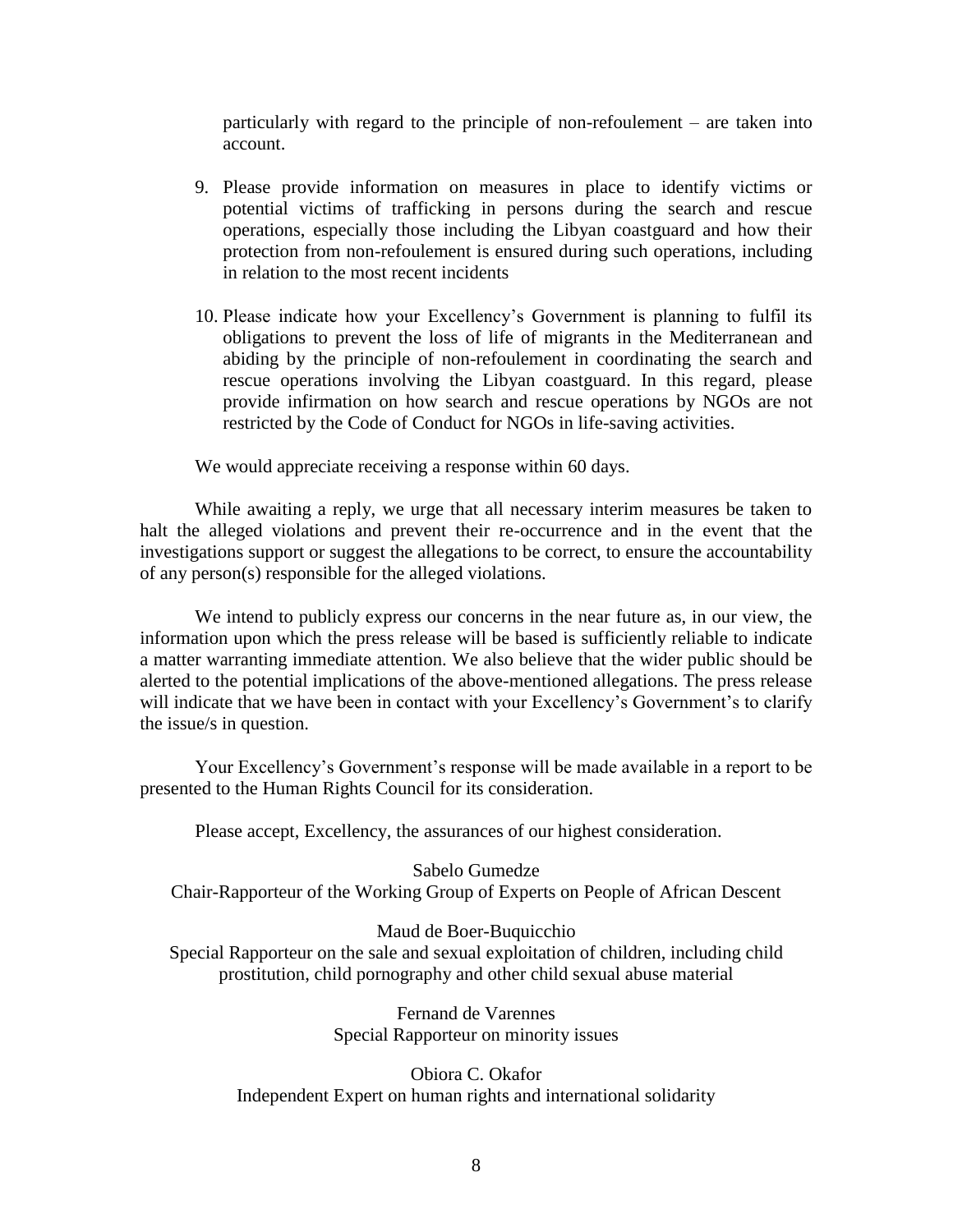particularly with regard to the principle of non-refoulement – are taken into account.

9. Please provide information on measures in place to identify victims or potential victims of trafficking in persons during the search and rescue operations, especially those including the Libyan coastguard and how their protection from non-refoulement is ensured during such operations, including in relation to the most recent incidents

10. Please indicate how your Excellency's Government is planning to fulfil its obligations to prevent the loss of life of migrants in the Mediterranean and abiding by the principle of non-refoulement in coordinating the search and rescue operations involving the Libyan coastguard. In this regard, please provide infirmation on how search and rescue operations by NGOs are not restricted by the Code of Conduct for NGOs in life-saving activities.

We would appreciate receiving a response within 60 days.

While awaiting a reply, we urge that all necessary interim measures be taken to halt the alleged violations and prevent their re-occurrence and in the event that the investigations support or suggest the allegations to be correct, to ensure the accountability of any person(s) responsible for the alleged violations.

We intend to publicly express our concerns in the near future as, in our view, the information upon which the press release will be based is sufficiently reliable to indicate a matter warranting immediate attention. We also believe that the wider public should be alerted to the potential implications of the above-mentioned allegations. The press release will indicate that we have been in contact with your Excellency's Government's to clarify the issue/s in question.

Your Excellency's Government's response will be made available in a report to be presented to the Human Rights Council for its consideration.

Please accept, Excellency, the assurances of our highest consideration.

Sabelo Gumedze
Chair-Rapporteur of the Working Group of Experts on People of African Descent

Maud de Boer-Buquicchio
Special Rapporteur on the sale and sexual exploitation of children, including child prostitution, child pornography and other child sexual abuse material

Fernand de Varennes
Special Rapporteur on minority issues

Obiora C. Okafor
Independent Expert on human rights and international solidarity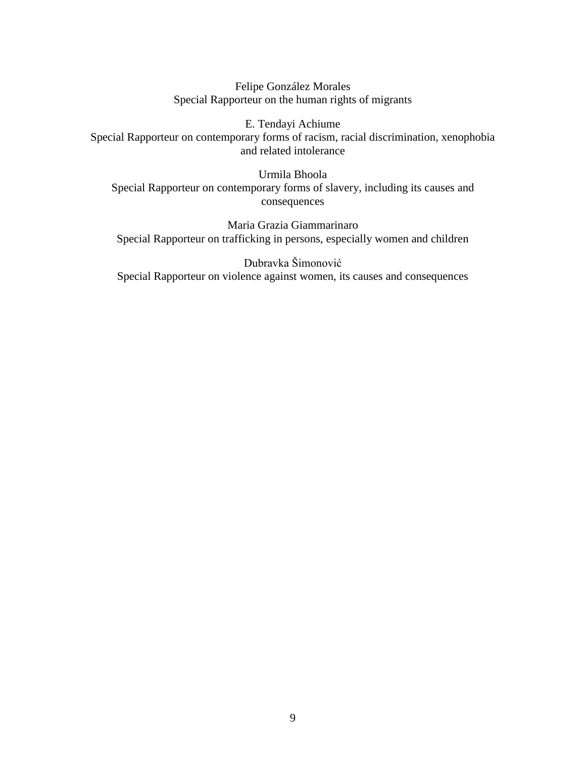Felipe González Morales
Special Rapporteur on the human rights of migrants

E. Tendayi Achiume
Special Rapporteur on contemporary forms of racism, racial discrimination, xenophobia and related intolerance

Urmila Bhoola
Special Rapporteur on contemporary forms of slavery, including its causes and consequences

Maria Grazia Giammarinaro
Special Rapporteur on trafficking in persons, especially women and children

Dubravka Šimonović
Special Rapporteur on violence against women, its causes and consequences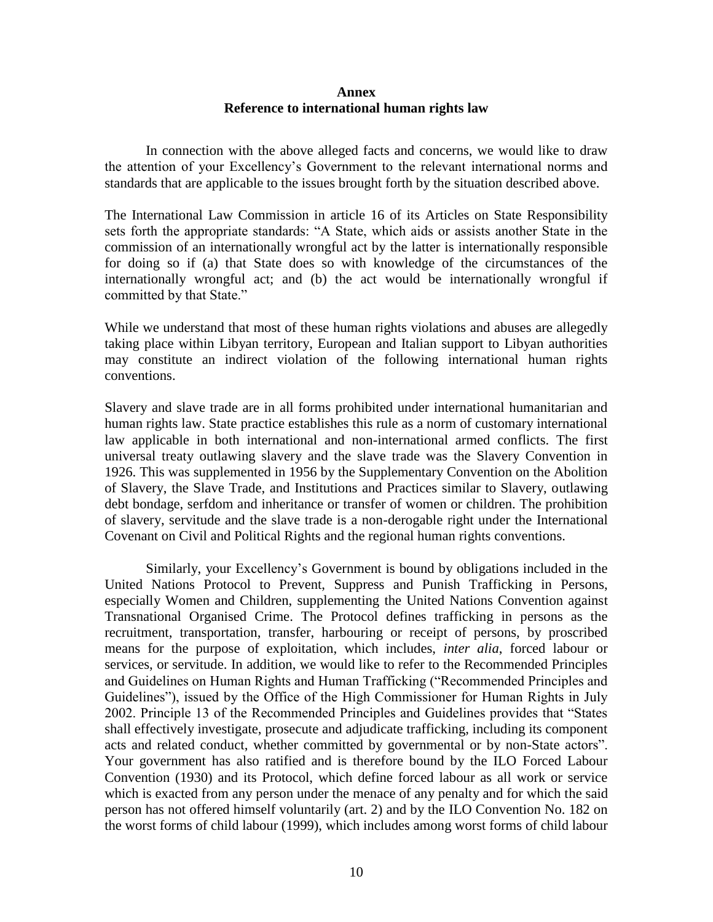**Annex**
**Reference to international human rights law**

In connection with the above alleged facts and concerns, we would like to draw the attention of your Excellency's Government to the relevant international norms and standards that are applicable to the issues brought forth by the situation described above.

The International Law Commission in article 16 of its Articles on State Responsibility sets forth the appropriate standards: "A State, which aids or assists another State in the commission of an internationally wrongful act by the latter is internationally responsible for doing so if (a) that State does so with knowledge of the circumstances of the internationally wrongful act; and (b) the act would be internationally wrongful if committed by that State."

While we understand that most of these human rights violations and abuses are allegedly taking place within Libyan territory, European and Italian support to Libyan authorities may constitute an indirect violation of the following international human rights conventions.

Slavery and slave trade are in all forms prohibited under international humanitarian and human rights law. State practice establishes this rule as a norm of customary international law applicable in both international and non-international armed conflicts. The first universal treaty outlawing slavery and the slave trade was the Slavery Convention in 1926. This was supplemented in 1956 by the Supplementary Convention on the Abolition of Slavery, the Slave Trade, and Institutions and Practices similar to Slavery, outlawing debt bondage, serfdom and inheritance or transfer of women or children. The prohibition of slavery, servitude and the slave trade is a non-derogable right under the International Covenant on Civil and Political Rights and the regional human rights conventions.

Similarly, your Excellency's Government is bound by obligations included in the United Nations Protocol to Prevent, Suppress and Punish Trafficking in Persons, especially Women and Children, supplementing the United Nations Convention against Transnational Organised Crime. The Protocol defines trafficking in persons as the recruitment, transportation, transfer, harbouring or receipt of persons, by proscribed means for the purpose of exploitation, which includes, *inter alia*, forced labour or services, or servitude. In addition, we would like to refer to the Recommended Principles and Guidelines on Human Rights and Human Trafficking ("Recommended Principles and Guidelines"), issued by the Office of the High Commissioner for Human Rights in July 2002. Principle 13 of the Recommended Principles and Guidelines provides that "States shall effectively investigate, prosecute and adjudicate trafficking, including its component acts and related conduct, whether committed by governmental or by non-State actors". Your government has also ratified and is therefore bound by the ILO Forced Labour Convention (1930) and its Protocol, which define forced labour as all work or service which is exacted from any person under the menace of any penalty and for which the said person has not offered himself voluntarily (art. 2) and by the ILO Convention No. 182 on the worst forms of child labour (1999), which includes among worst forms of child labour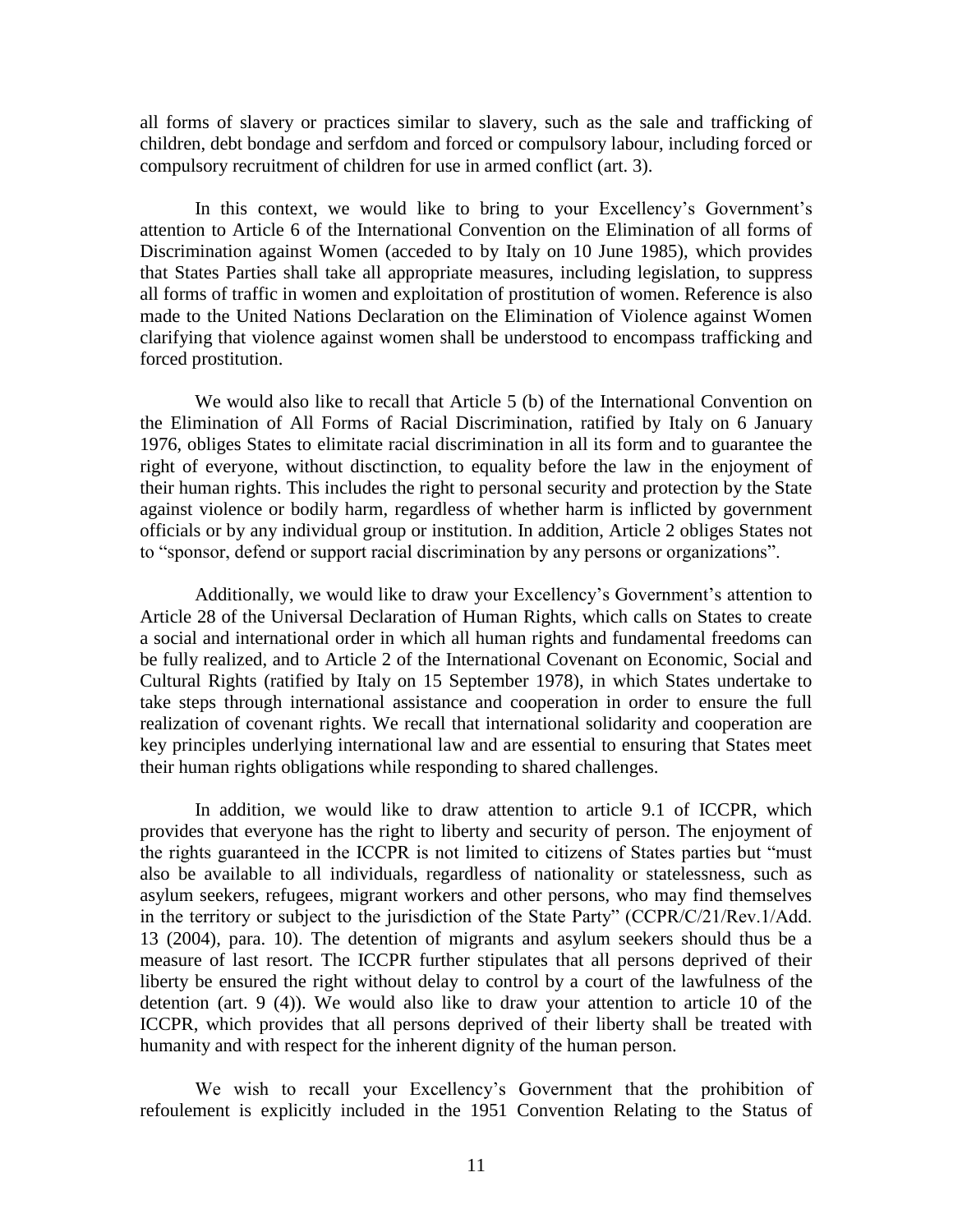all forms of slavery or practices similar to slavery, such as the sale and trafficking of children, debt bondage and serfdom and forced or compulsory labour, including forced or compulsory recruitment of children for use in armed conflict (art. 3).

In this context, we would like to bring to your Excellency's Government's attention to Article 6 of the International Convention on the Elimination of all forms of Discrimination against Women (acceded to by Italy on 10 June 1985), which provides that States Parties shall take all appropriate measures, including legislation, to suppress all forms of traffic in women and exploitation of prostitution of women. Reference is also made to the United Nations Declaration on the Elimination of Violence against Women clarifying that violence against women shall be understood to encompass trafficking and forced prostitution.

We would also like to recall that Article 5 (b) of the International Convention on the Elimination of All Forms of Racial Discrimination, ratified by Italy on 6 January 1976, obliges States to elimitate racial discrimination in all its form and to guarantee the right of everyone, without disctinction, to equality before the law in the enjoyment of their human rights. This includes the right to personal security and protection by the State against violence or bodily harm, regardless of whether harm is inflicted by government officials or by any individual group or institution. In addition, Article 2 obliges States not to "sponsor, defend or support racial discrimination by any persons or organizations".

Additionally, we would like to draw your Excellency's Government's attention to Article 28 of the Universal Declaration of Human Rights, which calls on States to create a social and international order in which all human rights and fundamental freedoms can be fully realized, and to Article 2 of the International Covenant on Economic, Social and Cultural Rights (ratified by Italy on 15 September 1978), in which States undertake to take steps through international assistance and cooperation in order to ensure the full realization of covenant rights. We recall that international solidarity and cooperation are key principles underlying international law and are essential to ensuring that States meet their human rights obligations while responding to shared challenges.

In addition, we would like to draw attention to article 9.1 of ICCPR, which provides that everyone has the right to liberty and security of person. The enjoyment of the rights guaranteed in the ICCPR is not limited to citizens of States parties but "must also be available to all individuals, regardless of nationality or statelessness, such as asylum seekers, refugees, migrant workers and other persons, who may find themselves in the territory or subject to the jurisdiction of the State Party" (CCPR/C/21/Rev.1/Add. 13 (2004), para. 10). The detention of migrants and asylum seekers should thus be a measure of last resort. The ICCPR further stipulates that all persons deprived of their liberty be ensured the right without delay to control by a court of the lawfulness of the detention (art. 9 (4)). We would also like to draw your attention to article 10 of the ICCPR, which provides that all persons deprived of their liberty shall be treated with humanity and with respect for the inherent dignity of the human person.

We wish to recall your Excellency's Government that the prohibition of refoulement is explicitly included in the 1951 Convention Relating to the Status of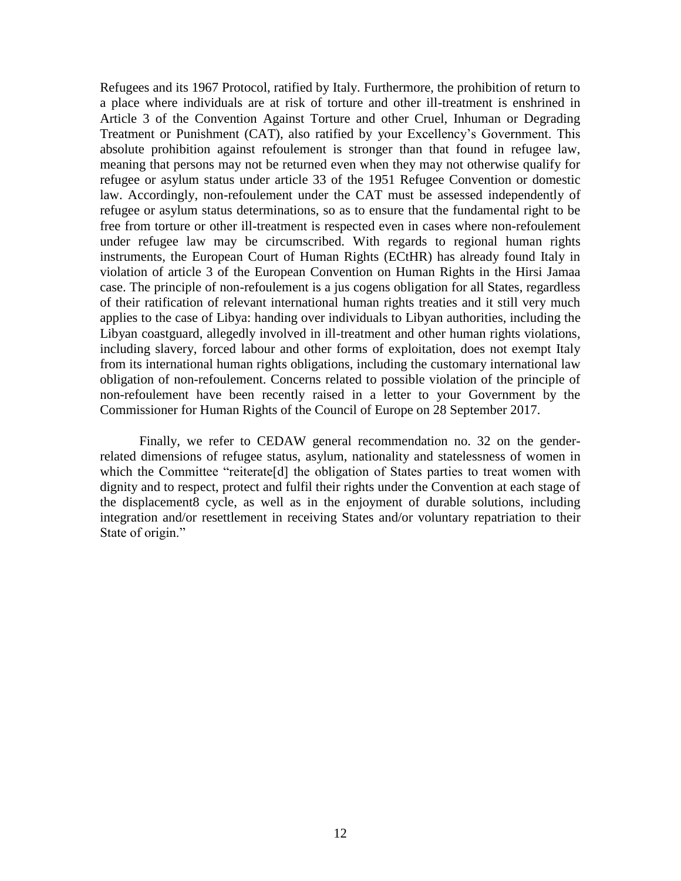Refugees and its 1967 Protocol, ratified by Italy. Furthermore, the prohibition of return to a place where individuals are at risk of torture and other ill-treatment is enshrined in Article 3 of the Convention Against Torture and other Cruel, Inhuman or Degrading Treatment or Punishment (CAT), also ratified by your Excellency's Government. This absolute prohibition against refoulement is stronger than that found in refugee law, meaning that persons may not be returned even when they may not otherwise qualify for refugee or asylum status under article 33 of the 1951 Refugee Convention or domestic law. Accordingly, non-refoulement under the CAT must be assessed independently of refugee or asylum status determinations, so as to ensure that the fundamental right to be free from torture or other ill-treatment is respected even in cases where non-refoulement under refugee law may be circumscribed. With regards to regional human rights instruments, the European Court of Human Rights (ECtHR) has already found Italy in violation of article 3 of the European Convention on Human Rights in the Hirsi Jamaa case. The principle of non-refoulement is a jus cogens obligation for all States, regardless of their ratification of relevant international human rights treaties and it still very much applies to the case of Libya: handing over individuals to Libyan authorities, including the Libyan coastguard, allegedly involved in ill-treatment and other human rights violations, including slavery, forced labour and other forms of exploitation, does not exempt Italy from its international human rights obligations, including the customary international law obligation of non-refoulement. Concerns related to possible violation of the principle of non-refoulement have been recently raised in a letter to your Government by the Commissioner for Human Rights of the Council of Europe on 28 September 2017.

Finally, we refer to CEDAW general recommendation no. 32 on the gender-related dimensions of refugee status, asylum, nationality and statelessness of women in which the Committee "reiterate[d] the obligation of States parties to treat women with dignity and to respect, protect and fulfil their rights under the Convention at each stage of the displacement8 cycle, as well as in the enjoyment of durable solutions, including integration and/or resettlement in receiving States and/or voluntary repatriation to their State of origin."